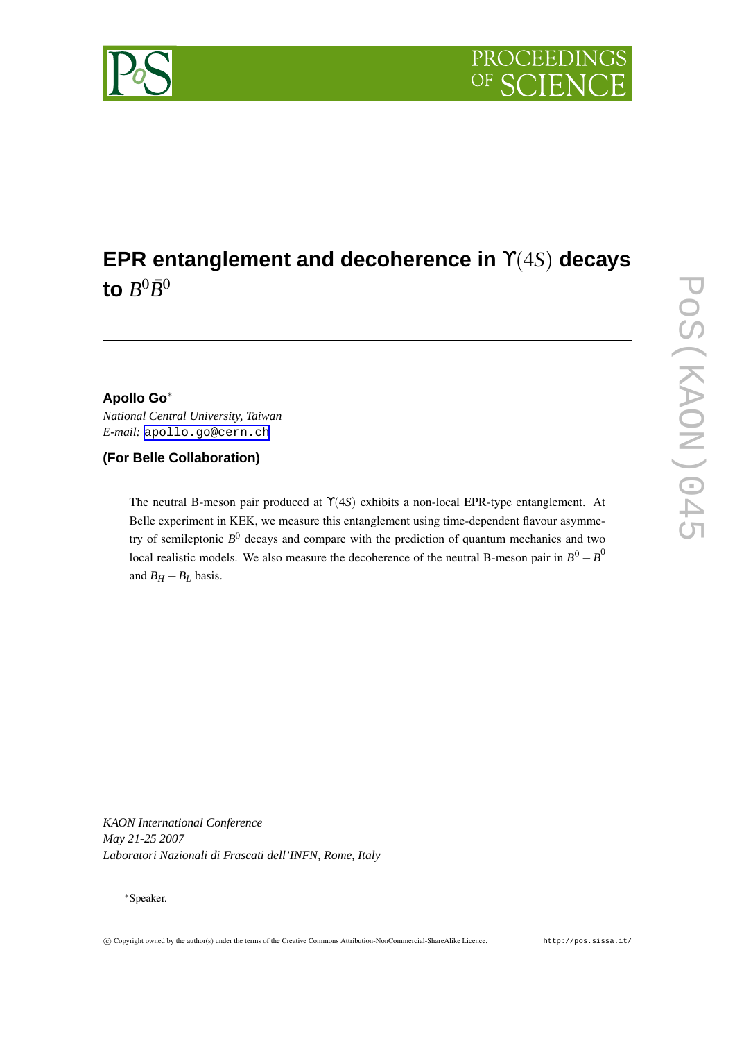# EPR entanglement and decoherence in $\Upsilon(4S)$ decays to $B^0\bar{B}^0$

**Apollo Go***

*National Central University, Taiwan*

*E-mail:* apollo.go@cern.ch

**(For Belle Collaboration)**

The neutral B-meson pair produced at $\Upsilon(4S)$ exhibits a non-local EPR-type entanglement. At Belle experiment in KEK, we measure this entanglement using time-dependent flavour asymmetry of semileptonic $B^0$ decays and compare with the prediction of quantum mechanics and two local realistic models. We also measure the decoherence of the neutral B-meson pair in $B^0 - \overline{B}^0$ and $B_H - B_L$ basis.

*KAON International Conference*
*May 21-25 2007*
*Laboratori Nazionali di Frascati dell'INFN, Rome, Italy*

*Speaker.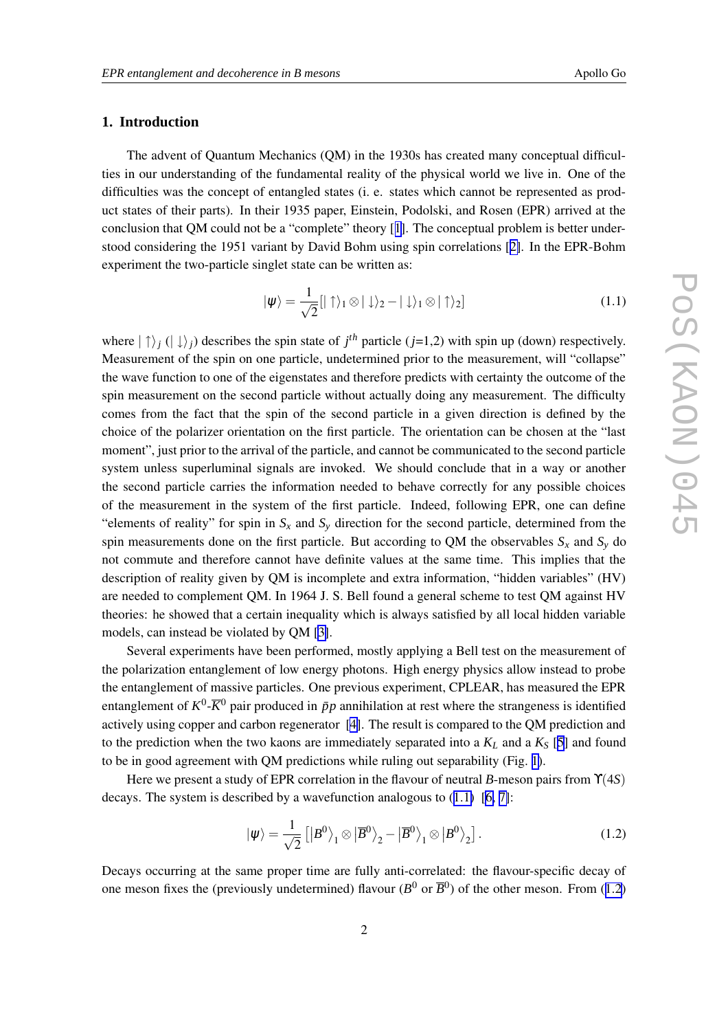## 1. Introduction

The advent of Quantum Mechanics (QM) in the 1930s has created many conceptual difficulties in our understanding of the fundamental reality of the physical world we live in. One of the difficulties was the concept of entangled states (i. e. states which cannot be represented as product states of their parts). In their 1935 paper, Einstein, Podolski, and Rosen (EPR) arrived at the conclusion that QM could not be a "complete" theory [1]. The conceptual problem is better understood considering the 1951 variant by David Bohm using spin correlations [2]. In the EPR-Bohm experiment the two-particle singlet state can be written as:

$$|\psi\rangle = \frac{1}{\sqrt{2}}[|\uparrow\rangle_1 \otimes |\downarrow\rangle_2 - |\downarrow\rangle_1 \otimes |\uparrow\rangle_2] \tag{1.1}$$

where $|\uparrow\rangle_j$ ($|\downarrow\rangle_j$) describes the spin state of $j^{th}$ particle ($j$=1,2) with spin up (down) respectively. Measurement of the spin on one particle, undetermined prior to the measurement, will "collapse" the wave function to one of the eigenstates and therefore predicts with certainty the outcome of the spin measurement on the second particle without actually doing any measurement. The difficulty comes from the fact that the spin of the second particle in a given direction is defined by the choice of the polarizer orientation on the first particle. The orientation can be chosen at the "last moment", just prior to the arrival of the particle, and cannot be communicated to the second particle system unless superluminal signals are invoked. We should conclude that in a way or another the second particle carries the information needed to behave correctly for any possible choices of the measurement in the system of the first particle. Indeed, following EPR, one can define "elements of reality" for spin in $S_x$ and $S_y$ direction for the second particle, determined from the spin measurements done on the first particle. But according to QM the observables $S_x$ and $S_y$ do not commute and therefore cannot have definite values at the same time. This implies that the description of reality given by QM is incomplete and extra information, "hidden variables" (HV) are needed to complement QM. In 1964 J. S. Bell found a general scheme to test QM against HV theories: he showed that a certain inequality which is always satisfied by all local hidden variable models, can instead be violated by QM [3].

Several experiments have been performed, mostly applying a Bell test on the measurement of the polarization entanglement of low energy photons. High energy physics allow instead to probe the entanglement of massive particles. One previous experiment, CPLEAR, has measured the EPR entanglement of $K^0$-$\overline{K}^0$ pair produced in $\bar{p}p$ annihilation at rest where the strangeness is identified actively using copper and carbon regenerator [4]. The result is compared to the QM prediction and to the prediction when the two kaons are immediately separated into a $K_L$ and a $K_S$ [5] and found to be in good agreement with QM predictions while ruling out separability (Fig. 1).

Here we present a study of EPR correlation in the flavour of neutral $B$-meson pairs from $\Upsilon(4S)$ decays. The system is described by a wavefunction analogous to (1.1) [6, 7]:

$$|\psi\rangle = \frac{1}{\sqrt{2}}\left[|B^0\rangle_1 \otimes |\overline{B}^0\rangle_2 - |\overline{B}^0\rangle_1 \otimes |B^0\rangle_2\right]. \tag{1.2}$$

Decays occurring at the same proper time are fully anti-correlated: the flavour-specific decay of one meson fixes the (previously undetermined) flavour ($B^0$ or $\overline{B}^0$) of the other meson. From (1.2)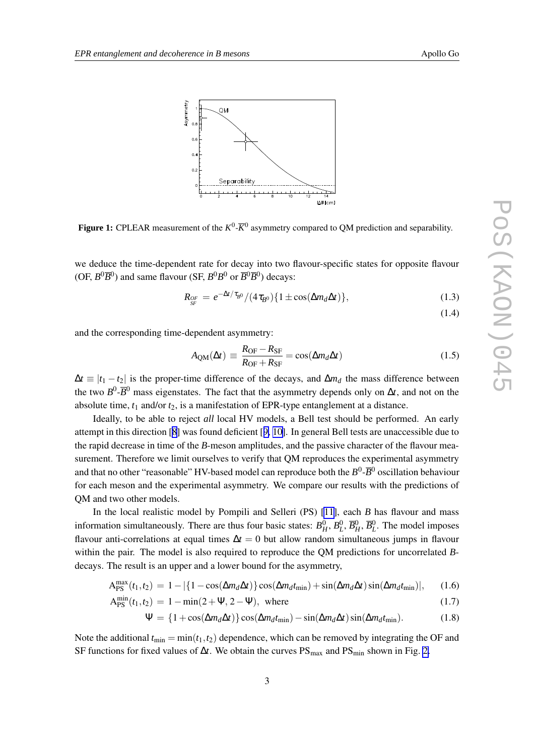**Figure 1:** CPLEAR measurement of the $K^0$-$\overline{K}^0$ asymmetry compared to QM prediction and separability.

we deduce the time-dependent rate for decay into two flavour-specific states for opposite flavour (OF, $B^0\overline{B}^0$) and same flavour (SF, $B^0B^0$ or $\overline{B}^0\overline{B}^0$) decays:

$$R_{\substack{OF \\ SF}} = e^{-\Delta t/\tau_{B^0}}/(4\tau_{B^0})\{1 \pm \cos(\Delta m_d \Delta t)\}, \tag{1.3}$$

$$\tag{1.4}$$

and the corresponding time-dependent asymmetry:

$$A_{\rm QM}(\Delta t) \equiv \frac{R_{\rm OF} - R_{\rm SF}}{R_{\rm OF} + R_{\rm SF}} = \cos(\Delta m_d \Delta t) \tag{1.5}$$

$\Delta t \equiv |t_1 - t_2|$ is the proper-time difference of the decays, and $\Delta m_d$ the mass difference between the two $B^0$-$\overline{B}^0$ mass eigenstates. The fact that the asymmetry depends only on $\Delta t$, and not on the absolute time, $t_1$ and/or $t_2$, is a manifestation of EPR-type entanglement at a distance.

Ideally, to be able to reject *all* local HV models, a Bell test should be performed. An early attempt in this direction [8] was found deficient [9, 10]. In general Bell tests are unaccessible due to the rapid decrease in time of the *B*-meson amplitudes, and the passive character of the flavour measurement. Therefore we limit ourselves to verify that QM reproduces the experimental asymmetry and that no other "reasonable" HV-based model can reproduce both the $B^0$-$\overline{B}^0$ oscillation behaviour for each meson and the experimental asymmetry. We compare our results with the predictions of QM and two other models.

In the local realistic model by Pompili and Selleri (PS) [11], each *B* has flavour and mass information simultaneously. There are thus four basic states: $B^0_H$, $B^0_L$, $\overline{B}^0_H$, $\overline{B}^0_L$. The model imposes flavour anti-correlations at equal times $\Delta t = 0$ but allow random simultaneous jumps in flavour within the pair. The model is also required to reproduce the QM predictions for uncorrelated *B*-decays. The result is an upper and a lower bound for the asymmetry,

$$\mathrm{A}^{\max}_{\rm PS}(t_1,t_2) = 1 - |\{1 - \cos(\Delta m_d \Delta t)\}\cos(\Delta m_d t_{\min}) + \sin(\Delta m_d \Delta t)\sin(\Delta m_d t_{\min})|, \tag{1.6}$$

$$\mathrm{A}^{\min}_{\rm PS}(t_1,t_2) = 1 - \min(2 + \Psi, 2 - \Psi), \quad \text{where} \tag{1.7}$$

$$\Psi = \{1 + \cos(\Delta m_d \Delta t)\}\cos(\Delta m_d t_{\min}) - \sin(\Delta m_d \Delta t)\sin(\Delta m_d t_{\min}). \tag{1.8}$$

Note the additional $t_{\min} = \min(t_1, t_2)$ dependence, which can be removed by integrating the OF and SF functions for fixed values of $\Delta t$. We obtain the curves $\mathrm{PS}_{\max}$ and $\mathrm{PS}_{\min}$ shown in Fig. 2.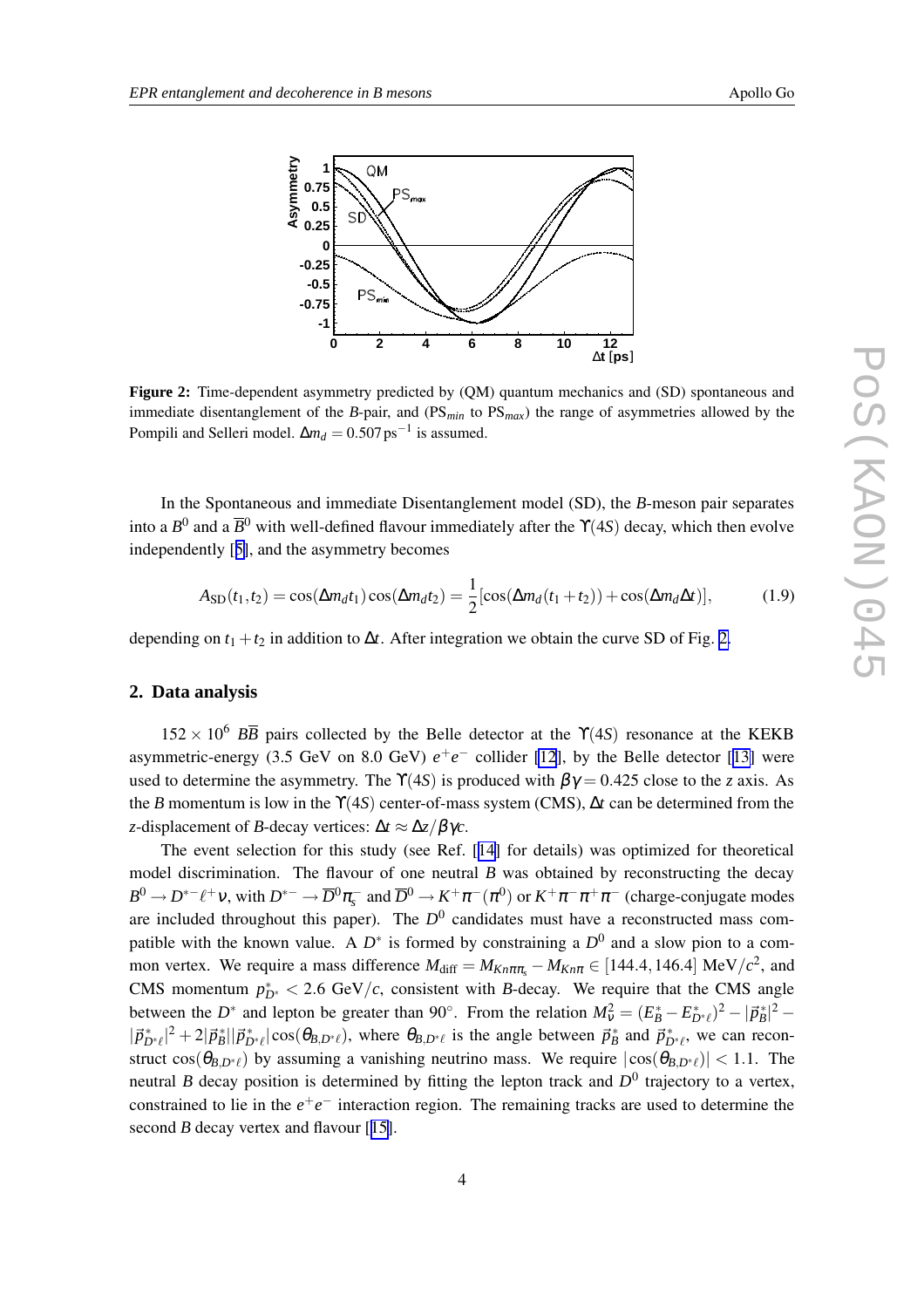**Figure 2:** Time-dependent asymmetry predicted by (QM) quantum mechanics and (SD) spontaneous and immediate disentanglement of the $B$-pair, and ($PS_{min}$ to $PS_{max}$) the range of asymmetries allowed by the Pompili and Selleri model. $\Delta m_d = 0.507\,\mathrm{ps}^{-1}$ is assumed.

In the Spontaneous and immediate Disentanglement model (SD), the $B$-meson pair separates into a $B^0$ and a $\overline{B}^0$ with well-defined flavour immediately after the $\Upsilon(4S)$ decay, which then evolve independently [5], and the asymmetry becomes

$$A_{\mathrm{SD}}(t_1,t_2) = \cos(\Delta m_d t_1)\cos(\Delta m_d t_2) = \frac{1}{2}[\cos(\Delta m_d(t_1+t_2)) + \cos(\Delta m_d \Delta t)], \tag{1.9}$$

depending on $t_1 + t_2$ in addition to $\Delta t$. After integration we obtain the curve SD of Fig. 2.

## 2. Data analysis

$152 \times 10^6$ $B\overline{B}$ pairs collected by the Belle detector at the $\Upsilon(4S)$ resonance at the KEKB asymmetric-energy (3.5 GeV on 8.0 GeV) $e^+e^-$ collider [12], by the Belle detector [13] were used to determine the asymmetry. The $\Upsilon(4S)$ is produced with $\beta\gamma = 0.425$ close to the $z$ axis. As the $B$ momentum is low in the $\Upsilon(4S)$ center-of-mass system (CMS), $\Delta t$ can be determined from the $z$-displacement of $B$-decay vertices: $\Delta t \approx \Delta z/\beta\gamma c$.

The event selection for this study (see Ref. [14] for details) was optimized for theoretical model discrimination. The flavour of one neutral $B$ was obtained by reconstructing the decay $B^0 \to D^{*-}\ell^+\nu$, with $D^{*-} \to \overline{D}^0\pi_s^-$ and $\overline{D}^0 \to K^+\pi^-(\pi^0)$ or $K^+\pi^-\pi^+\pi^-$ (charge-conjugate modes are included throughout this paper). The $D^0$ candidates must have a reconstructed mass compatible with the known value. A $D^*$ is formed by constraining a $D^0$ and a slow pion to a common vertex. We require a mass difference $M_{\mathrm{diff}} = M_{K n\pi\pi_s} - M_{K n\pi} \in [144.4, 146.4]$ MeV/$c^2$, and CMS momentum $p^*_{D^*} < 2.6$ GeV/$c$, consistent with $B$-decay. We require that the CMS angle between the $D^*$ and lepton be greater than 90°. From the relation $M_\nu^2 = (E_B^* - E_{D^*\ell}^*)^2 - |\vec{p}_B^*|^2 - |\vec{p}_{D^*\ell}^*|^2 + 2|\vec{p}_B^*||\vec{p}_{D^*\ell}^*|\cos(\theta_{B,D^*\ell})$, where $\theta_{B,D^*\ell}$ is the angle between $\vec{p}_B^*$ and $\vec{p}_{D^*\ell}^*$, we can reconstruct $\cos(\theta_{B,D^*\ell})$ by assuming a vanishing neutrino mass. We require $|\cos(\theta_{B,D^*\ell})| < 1.1$. The neutral $B$ decay position is determined by fitting the lepton track and $D^0$ trajectory to a vertex, constrained to lie in the $e^+e^-$ interaction region. The remaining tracks are used to determine the second $B$ decay vertex and flavour [15].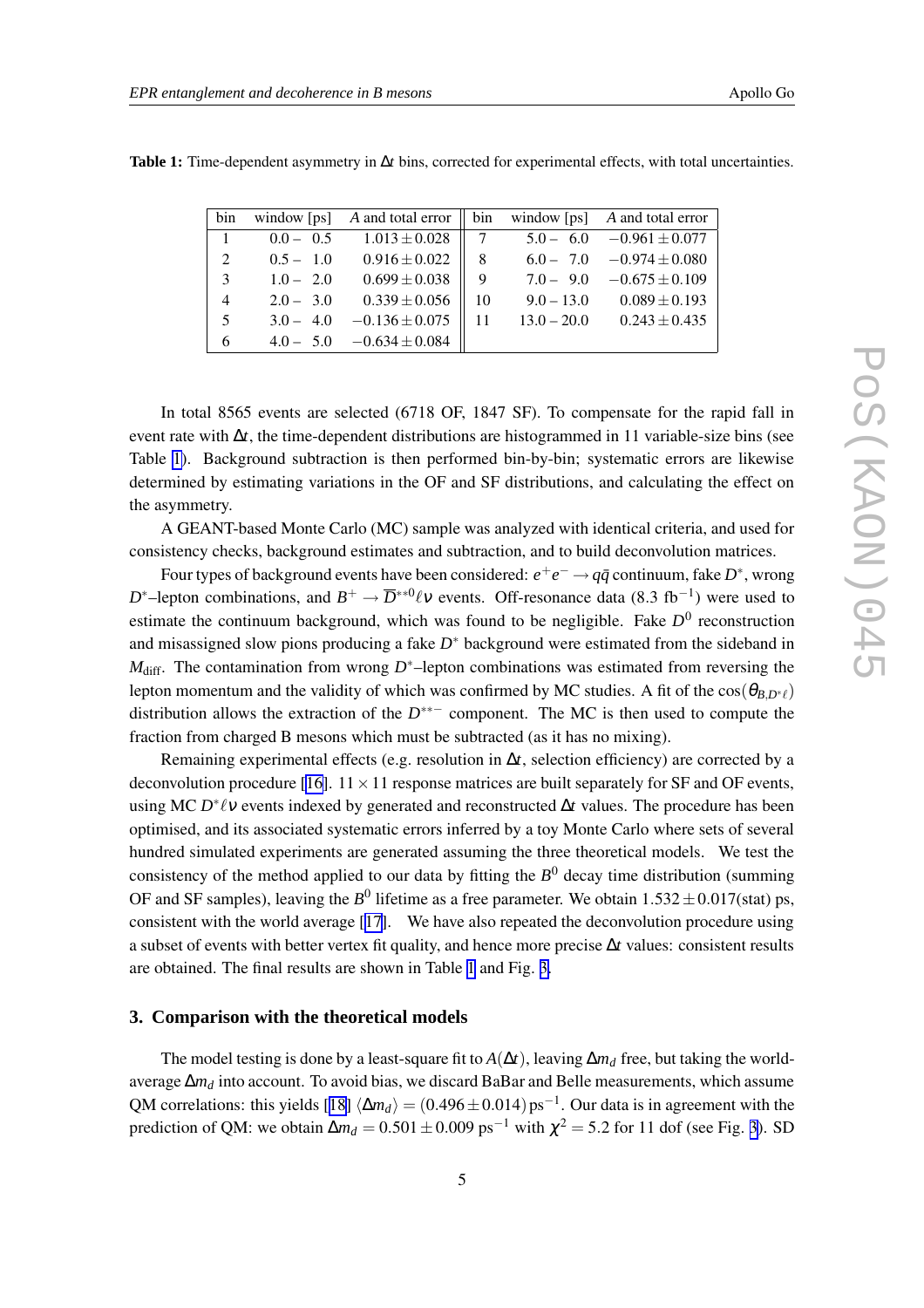**Table 1:** Time-dependent asymmetry in $\Delta t$ bins, corrected for experimental effects, with total uncertainties.

| bin | window [ps] | $A$ and total error | bin | window [ps] | $A$ and total error |
|---|---|---|---|---|---|
| 1 | 0.0 – 0.5 | $1.013 \pm 0.028$ | 7 | 5.0 – 6.0 | $-0.961 \pm 0.077$ |
| 2 | 0.5 – 1.0 | $0.916 \pm 0.022$ | 8 | 6.0 – 7.0 | $-0.974 \pm 0.080$ |
| 3 | 1.0 – 2.0 | $0.699 \pm 0.038$ | 9 | 7.0 – 9.0 | $-0.675 \pm 0.109$ |
| 4 | 2.0 – 3.0 | $0.339 \pm 0.056$ | 10 | 9.0 – 13.0 | $0.089 \pm 0.193$ |
| 5 | 3.0 – 4.0 | $-0.136 \pm 0.075$ | 11 | 13.0 – 20.0 | $0.243 \pm 0.435$ |
| 6 | 4.0 – 5.0 | $-0.634 \pm 0.084$ | | | |

In total 8565 events are selected (6718 OF, 1847 SF). To compensate for the rapid fall in event rate with $\Delta t$, the time-dependent distributions are histogrammed in 11 variable-size bins (see Table 1). Background subtraction is then performed bin-by-bin; systematic errors are likewise determined by estimating variations in the OF and SF distributions, and calculating the effect on the asymmetry.

A GEANT-based Monte Carlo (MC) sample was analyzed with identical criteria, and used for consistency checks, background estimates and subtraction, and to build deconvolution matrices.

Four types of background events have been considered: $e^+e^- \to q\bar{q}$ continuum, fake $D^*$, wrong $D^*$–lepton combinations, and $B^+ \to \overline{D}^{**0}\ell\nu$ events. Off-resonance data (8.3 fb$^{-1}$) were used to estimate the continuum background, which was found to be negligible. Fake $D^0$ reconstruction and misassigned slow pions producing a fake $D^*$ background were estimated from the sideband in $M_{\rm diff}$. The contamination from wrong $D^*$–lepton combinations was estimated from reversing the lepton momentum and the validity of which was confirmed by MC studies. A fit of the $\cos(\theta_{B,D^*\ell})$ distribution allows the extraction of the $D^{**-}$ component. The MC is then used to compute the fraction from charged B mesons which must be subtracted (as it has no mixing).

Remaining experimental effects (e.g. resolution in $\Delta t$, selection efficiency) are corrected by a deconvolution procedure [16]. $11 \times 11$ response matrices are built separately for SF and OF events, using MC $D^*\ell\nu$ events indexed by generated and reconstructed $\Delta t$ values. The procedure has been optimised, and its associated systematic errors inferred by a toy Monte Carlo where sets of several hundred simulated experiments are generated assuming the three theoretical models. We test the consistency of the method applied to our data by fitting the $B^0$ decay time distribution (summing OF and SF samples), leaving the $B^0$ lifetime as a free parameter. We obtain $1.532 \pm 0.017$(stat) ps, consistent with the world average [17]. We have also repeated the deconvolution procedure using a subset of events with better vertex fit quality, and hence more precise $\Delta t$ values: consistent results are obtained. The final results are shown in Table 1 and Fig. 3.

## 3. Comparison with the theoretical models

The model testing is done by a least-square fit to $A(\Delta t)$, leaving $\Delta m_d$ free, but taking the world-average $\Delta m_d$ into account. To avoid bias, we discard BaBar and Belle measurements, which assume QM correlations: this yields [18] $\langle \Delta m_d \rangle = (0.496 \pm 0.014)\,\text{ps}^{-1}$. Our data is in agreement with the prediction of QM: we obtain $\Delta m_d = 0.501 \pm 0.009$ ps$^{-1}$ with $\chi^2 = 5.2$ for 11 dof (see Fig. 3). SD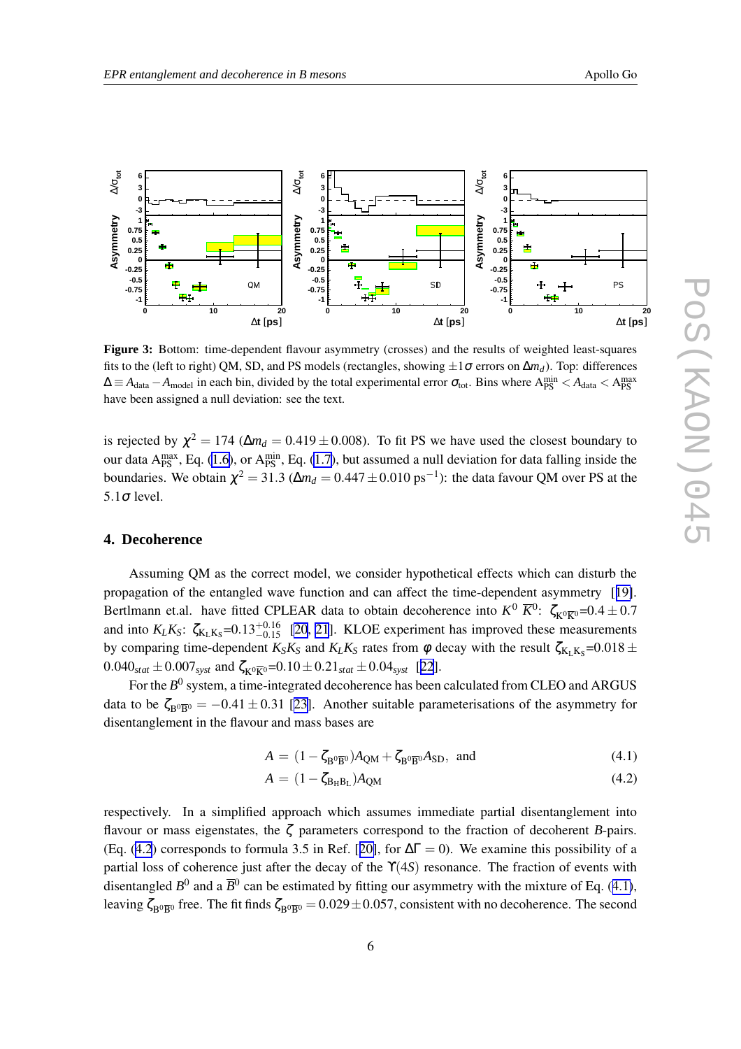**Figure 3:** Bottom: time-dependent flavour asymmetry (crosses) and the results of weighted least-squares fits to the (left to right) QM, SD, and PS models (rectangles, showing $\pm 1\sigma$ errors on $\Delta m_d$). Top: differences $\Delta \equiv A_{\rm data} - A_{\rm model}$ in each bin, divided by the total experimental error $\sigma_{\rm tot}$. Bins where $A_{\rm PS}^{\rm min} < A_{\rm data} < A_{\rm PS}^{\rm max}$ have been assigned a null deviation: see the text.

is rejected by $\chi^2 = 174$ ($\Delta m_d = 0.419 \pm 0.008$). To fit PS we have used the closest boundary to our data $A_{\rm PS}^{\rm max}$, Eq. (1.6), or $A_{\rm PS}^{\rm min}$, Eq. (1.7), but assumed a null deviation for data falling inside the boundaries. We obtain $\chi^2 = 31.3$ ($\Delta m_d = 0.447 \pm 0.010$ ps$^{-1}$): the data favour QM over PS at the $5.1\sigma$ level.

## 4. Decoherence

Assuming QM as the correct model, we consider hypothetical effects which can disturb the propagation of the entangled wave function and can affect the time-dependent asymmetry [19]. Bertlmann et.al. have fitted CPLEAR data to obtain decoherence into $K^0\ \overline{K}^0$: $\zeta_{\rm K^0\overline{K}^0}$=$0.4 \pm 0.7$ and into $K_L K_S$: $\zeta_{\rm K_L K_S}$=$0.13^{+0.16}_{-0.15}$ [20, 21]. KLOE experiment has improved these measurements by comparing time-dependent $K_S K_S$ and $K_L K_S$ rates from $\phi$ decay with the result $\zeta_{\rm K_L K_S}$=$0.018 \pm 0.040_{stat} \pm 0.007_{syst}$ and $\zeta_{\rm K^0\overline{K}^0}$=$0.10 \pm 0.21_{stat} \pm 0.04_{syst}$ [22].

For the $B^0$ system, a time-integrated decoherence has been calculated from CLEO and ARGUS data to be $\zeta_{\rm B^0\overline{B}^0} = -0.41 \pm 0.31$ [23]. Another suitable parameterisations of the asymmetry for disentanglement in the flavour and mass bases are

$$A = (1 - \zeta_{\rm B^0\overline{B}^0}) A_{\rm QM} + \zeta_{\rm B^0\overline{B}^0} A_{\rm SD}, \quad \text{and} \tag{4.1}$$

$$A = (1 - \zeta_{\rm B_H B_L}) A_{\rm QM} \tag{4.2}$$

respectively. In a simplified approach which assumes immediate partial disentanglement into flavour or mass eigenstates, the $\zeta$ parameters correspond to the fraction of decoherent $B$-pairs. (Eq. (4.2) corresponds to formula 3.5 in Ref. [20], for $\Delta\Gamma = 0$). We examine this possibility of a partial loss of coherence just after the decay of the $\Upsilon(4S)$ resonance. The fraction of events with disentangled $B^0$ and a $\overline{B}^0$ can be estimated by fitting our asymmetry with the mixture of Eq. (4.1), leaving $\zeta_{\rm B^0\overline{B}^0}$ free. The fit finds $\zeta_{\rm B^0\overline{B}^0} = 0.029 \pm 0.057$, consistent with no decoherence. The second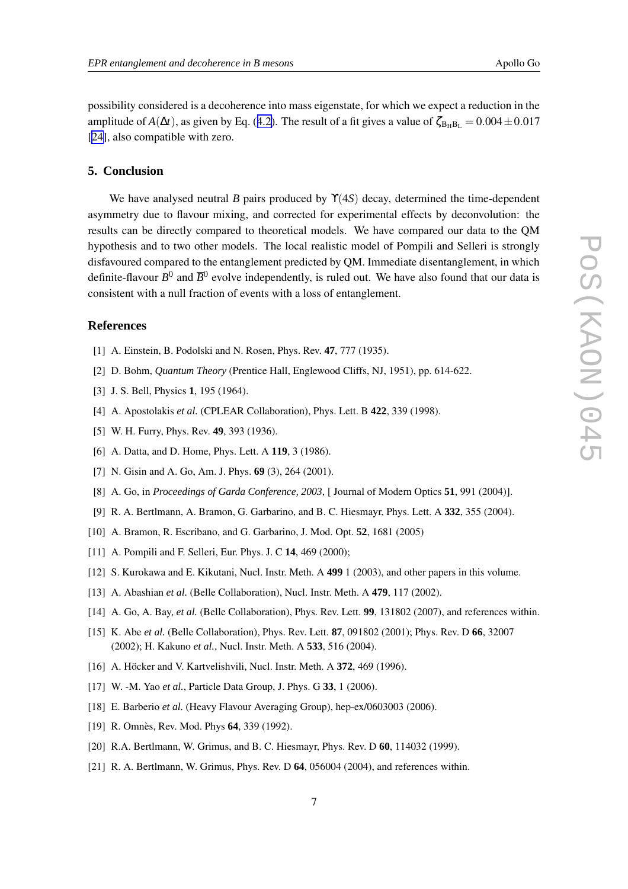possibility considered is a decoherence into mass eigenstate, for which we expect a reduction in the amplitude of $A(\Delta t)$, as given by Eq. (4.2). The result of a fit gives a value of $\zeta_{\mathrm{B_H B_L}} = 0.004 \pm 0.017$ [24], also compatible with zero.

## 5. Conclusion

We have analysed neutral $B$ pairs produced by $\Upsilon(4S)$ decay, determined the time-dependent asymmetry due to flavour mixing, and corrected for experimental effects by deconvolution: the results can be directly compared to theoretical models. We have compared our data to the QM hypothesis and to two other models. The local realistic model of Pompili and Selleri is strongly disfavoured compared to the entanglement predicted by QM. Immediate disentanglement, in which definite-flavour $B^0$ and $\overline{B}^0$ evolve independently, is ruled out. We have also found that our data is consistent with a null fraction of events with a loss of entanglement.

## References

[1] A. Einstein, B. Podolski and N. Rosen, Phys. Rev. **47**, 777 (1935).

[2] D. Bohm, *Quantum Theory* (Prentice Hall, Englewood Cliffs, NJ, 1951), pp. 614-622.

[3] J. S. Bell, Physics **1**, 195 (1964).

[4] A. Apostolakis *et al.* (CPLEAR Collaboration), Phys. Lett. B **422**, 339 (1998).

[5] W. H. Furry, Phys. Rev. **49**, 393 (1936).

[6] A. Datta, and D. Home, Phys. Lett. A **119**, 3 (1986).

[7] N. Gisin and A. Go, Am. J. Phys. **69** (3), 264 (2001).

[8] A. Go, in *Proceedings of Garda Conference, 2003*, [ Journal of Modern Optics **51**, 991 (2004)].

[9] R. A. Bertlmann, A. Bramon, G. Garbarino, and B. C. Hiesmayr, Phys. Lett. A **332**, 355 (2004).

[10] A. Bramon, R. Escribano, and G. Garbarino, J. Mod. Opt. **52**, 1681 (2005)

[11] A. Pompili and F. Selleri, Eur. Phys. J. C **14**, 469 (2000);

[12] S. Kurokawa and E. Kikutani, Nucl. Instr. Meth. A **499** 1 (2003), and other papers in this volume.

[13] A. Abashian *et al.* (Belle Collaboration), Nucl. Instr. Meth. A **479**, 117 (2002).

[14] A. Go, A. Bay, *et al.* (Belle Collaboration), Phys. Rev. Lett. **99**, 131802 (2007), and references within.

[15] K. Abe *et al.* (Belle Collaboration), Phys. Rev. Lett. **87**, 091802 (2001); Phys. Rev. D **66**, 32007 (2002); H. Kakuno *et al.*, Nucl. Instr. Meth. A **533**, 516 (2004).

[16] A. Höcker and V. Kartvelishvili, Nucl. Instr. Meth. A **372**, 469 (1996).

[17] W. -M. Yao *et al.*, Particle Data Group, J. Phys. G **33**, 1 (2006).

[18] E. Barberio *et al.* (Heavy Flavour Averaging Group), hep-ex/0603003 (2006).

[19] R. Omnès, Rev. Mod. Phys **64**, 339 (1992).

[20] R.A. Bertlmann, W. Grimus, and B. C. Hiesmayr, Phys. Rev. D **60**, 114032 (1999).

[21] R. A. Bertlmann, W. Grimus, Phys. Rev. D **64**, 056004 (2004), and references within.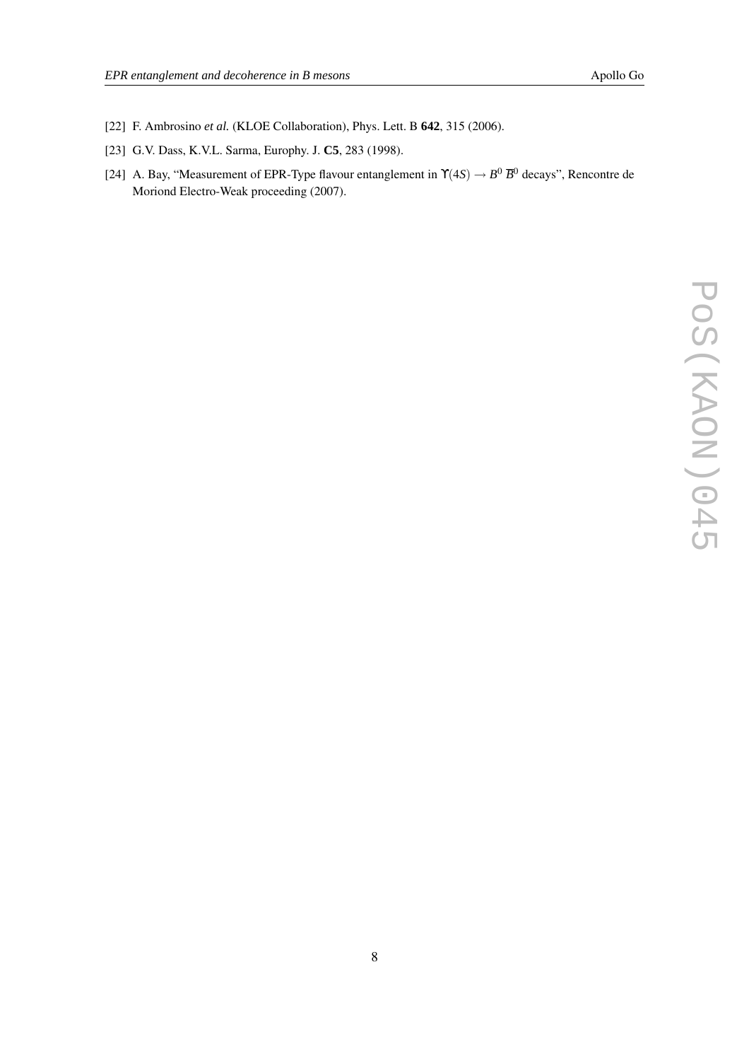[22] F. Ambrosino *et al.* (KLOE Collaboration), Phys. Lett. B **642**, 315 (2006).

[23] G.V. Dass, K.V.L. Sarma, Europhy. J. **C5**, 283 (1998).

[24] A. Bay, "Measurement of EPR-Type flavour entanglement in $\Upsilon(4S) \to B^0\,\overline{B}^0$ decays", Rencontre de Moriond Electro-Weak proceeding (2007).